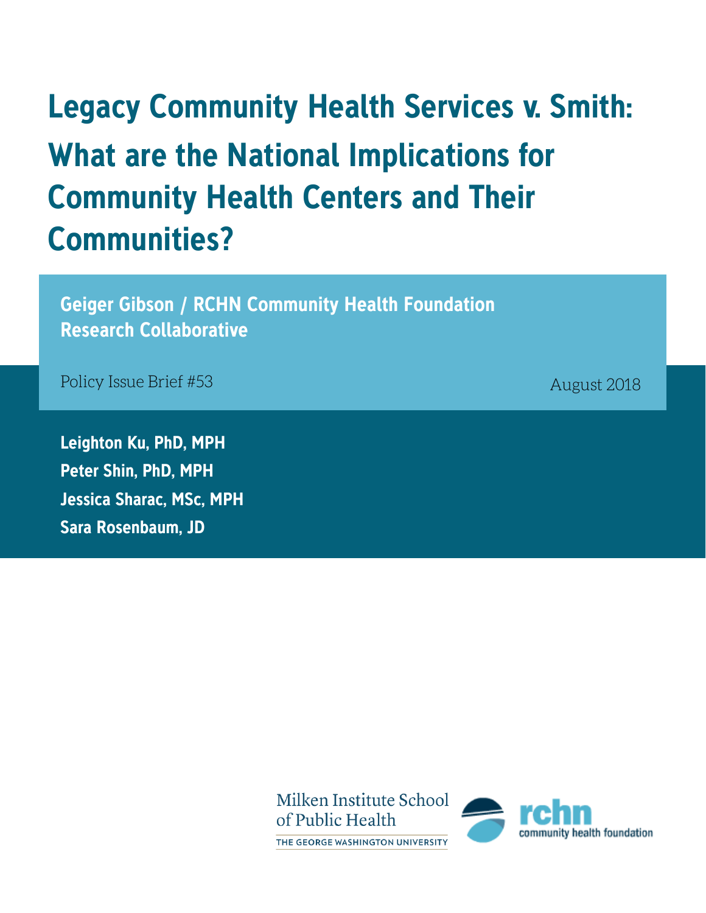# Legacy Community Health Services v. Smith: What are the National Implications for Community Health Centers and Their Communities?

**Geiger Gibson / RCHN Community Health Foundation Research Collaborative**

Policy Issue Brief #53

August 2018

**Leighton Ku, PhD, MPH**

**Peter Shin, PhD, MPH**

**Jessica Sharac, MSc, MPH**

**Sara Rosenbaum, JD**

Milken Institute School of Public Health
THE GEORGE WASHINGTON UNIVERSITY

rchn community health foundation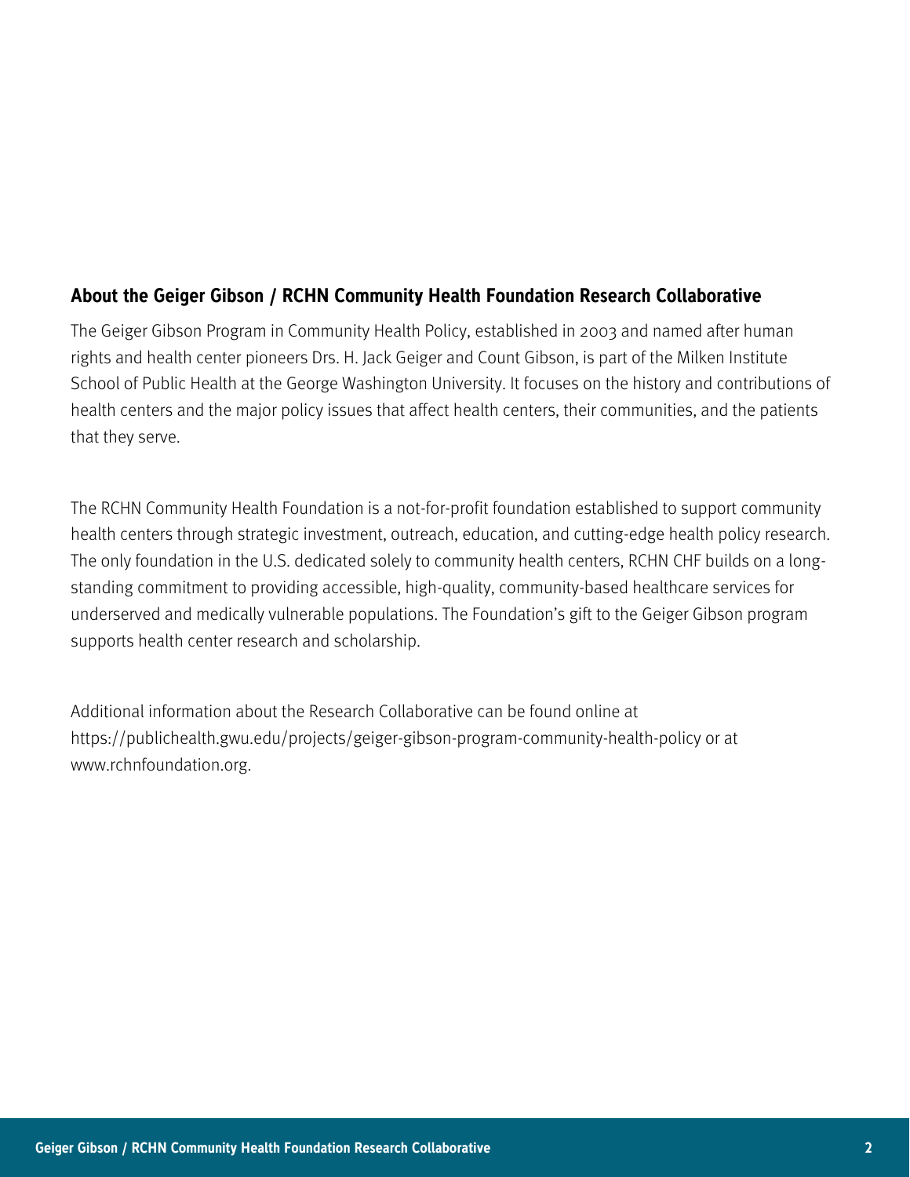## About the Geiger Gibson / RCHN Community Health Foundation Research Collaborative

The Geiger Gibson Program in Community Health Policy, established in 2003 and named after human rights and health center pioneers Drs. H. Jack Geiger and Count Gibson, is part of the Milken Institute School of Public Health at the George Washington University. It focuses on the history and contributions of health centers and the major policy issues that affect health centers, their communities, and the patients that they serve.

The RCHN Community Health Foundation is a not-for-profit foundation established to support community health centers through strategic investment, outreach, education, and cutting-edge health policy research. The only foundation in the U.S. dedicated solely to community health centers, RCHN CHF builds on a long-standing commitment to providing accessible, high-quality, community-based healthcare services for underserved and medically vulnerable populations. The Foundation's gift to the Geiger Gibson program supports health center research and scholarship.

Additional information about the Research Collaborative can be found online at https://publichealth.gwu.edu/projects/geiger-gibson-program-community-health-policy or at www.rchnfoundation.org.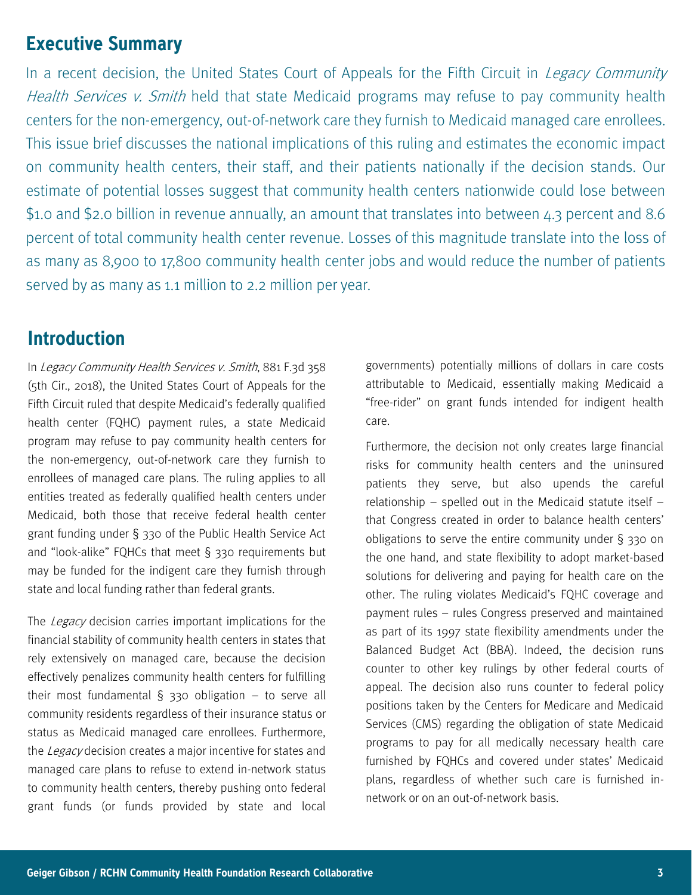## Executive Summary

In a recent decision, the United States Court of Appeals for the Fifth Circuit in *Legacy Community Health Services v. Smith* held that state Medicaid programs may refuse to pay community health centers for the non-emergency, out-of-network care they furnish to Medicaid managed care enrollees. This issue brief discusses the national implications of this ruling and estimates the economic impact on community health centers, their staff, and their patients nationally if the decision stands. Our estimate of potential losses suggest that community health centers nationwide could lose between $1.0 and $2.0 billion in revenue annually, an amount that translates into between 4.3 percent and 8.6 percent of total community health center revenue. Losses of this magnitude translate into the loss of as many as 8,900 to 17,800 community health center jobs and would reduce the number of patients served by as many as 1.1 million to 2.2 million per year.

## Introduction

In *Legacy Community Health Services v. Smith*, 881 F.3d 358 (5th Cir., 2018), the United States Court of Appeals for the Fifth Circuit ruled that despite Medicaid's federally qualified health center (FQHC) payment rules, a state Medicaid program may refuse to pay community health centers for the non-emergency, out-of-network care they furnish to enrollees of managed care plans. The ruling applies to all entities treated as federally qualified health centers under Medicaid, both those that receive federal health center grant funding under § 330 of the Public Health Service Act and "look-alike" FQHCs that meet § 330 requirements but may be funded for the indigent care they furnish through state and local funding rather than federal grants.

The *Legacy* decision carries important implications for the financial stability of community health centers in states that rely extensively on managed care, because the decision effectively penalizes community health centers for fulfilling their most fundamental § 330 obligation – to serve all community residents regardless of their insurance status or status as Medicaid managed care enrollees. Furthermore, the *Legacy* decision creates a major incentive for states and managed care plans to refuse to extend in-network status to community health centers, thereby pushing onto federal grant funds (or funds provided by state and local governments) potentially millions of dollars in care costs attributable to Medicaid, essentially making Medicaid a "free-rider" on grant funds intended for indigent health care.

Furthermore, the decision not only creates large financial risks for community health centers and the uninsured patients they serve, but also upends the careful relationship – spelled out in the Medicaid statute itself – that Congress created in order to balance health centers' obligations to serve the entire community under § 330 on the one hand, and state flexibility to adopt market-based solutions for delivering and paying for health care on the other. The ruling violates Medicaid's FQHC coverage and payment rules – rules Congress preserved and maintained as part of its 1997 state flexibility amendments under the Balanced Budget Act (BBA). Indeed, the decision runs counter to other key rulings by other federal courts of appeal. The decision also runs counter to federal policy positions taken by the Centers for Medicare and Medicaid Services (CMS) regarding the obligation of state Medicaid programs to pay for all medically necessary health care furnished by FQHCs and covered under states' Medicaid plans, regardless of whether such care is furnished in-network or on an out-of-network basis.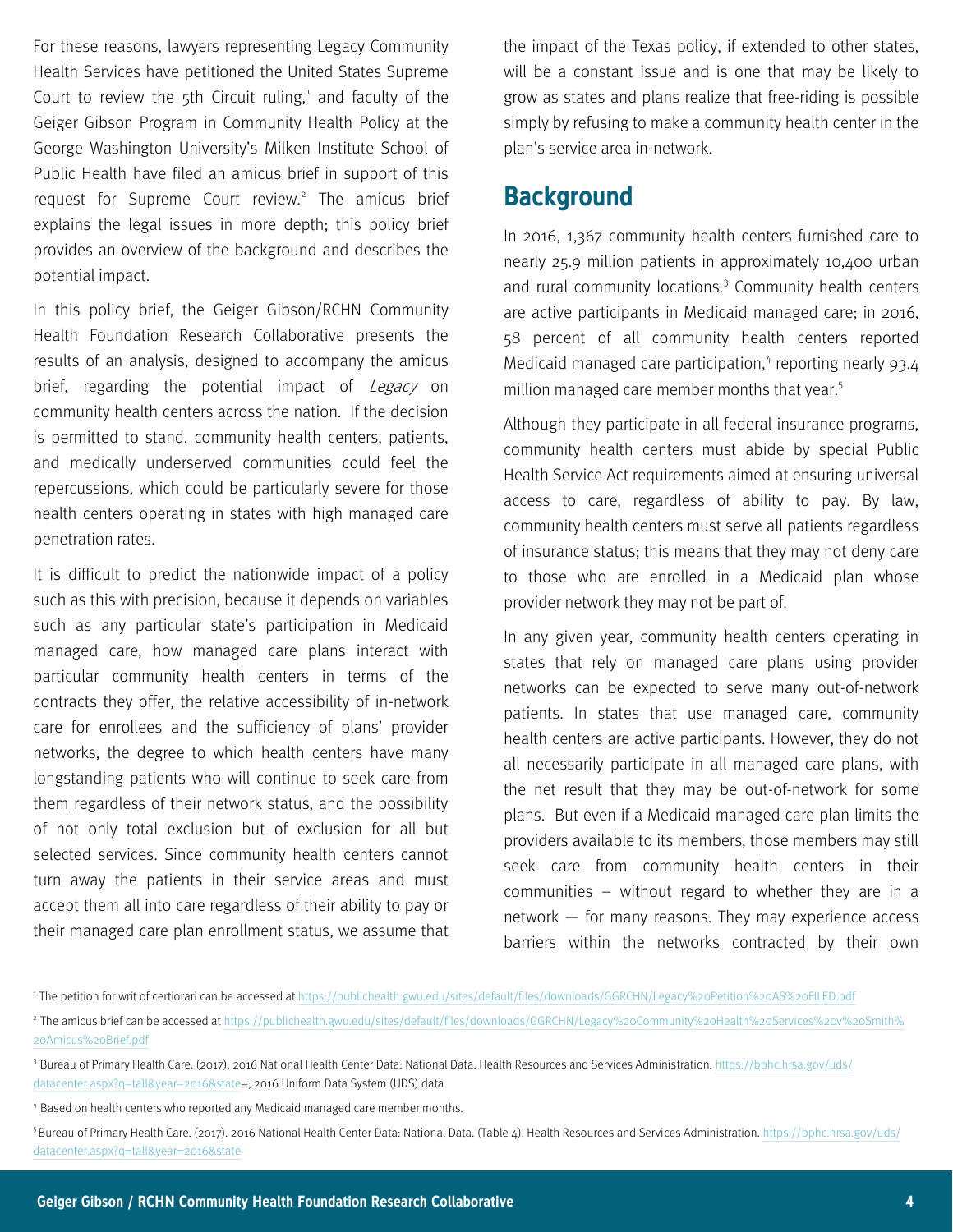For these reasons, lawyers representing Legacy Community Health Services have petitioned the United States Supreme Court to review the 5th Circuit ruling,[1] and faculty of the Geiger Gibson Program in Community Health Policy at the George Washington University's Milken Institute School of Public Health have filed an amicus brief in support of this request for Supreme Court review.[2] The amicus brief explains the legal issues in more depth; this policy brief provides an overview of the background and describes the potential impact.

In this policy brief, the Geiger Gibson/RCHN Community Health Foundation Research Collaborative presents the results of an analysis, designed to accompany the amicus brief, regarding the potential impact of *Legacy* on community health centers across the nation. If the decision is permitted to stand, community health centers, patients, and medically underserved communities could feel the repercussions, which could be particularly severe for those health centers operating in states with high managed care penetration rates.

It is difficult to predict the nationwide impact of a policy such as this with precision, because it depends on variables such as any particular state's participation in Medicaid managed care, how managed care plans interact with particular community health centers in terms of the contracts they offer, the relative accessibility of in-network care for enrollees and the sufficiency of plans' provider networks, the degree to which health centers have many longstanding patients who will continue to seek care from them regardless of their network status, and the possibility of not only total exclusion but of exclusion for all but selected services. Since community health centers cannot turn away the patients in their service areas and must accept them all into care regardless of their ability to pay or their managed care plan enrollment status, we assume that the impact of the Texas policy, if extended to other states, will be a constant issue and is one that may be likely to grow as states and plans realize that free-riding is possible simply by refusing to make a community health center in the plan's service area in-network.

## Background

In 2016, 1,367 community health centers furnished care to nearly 25.9 million patients in approximately 10,400 urban and rural community locations.[3] Community health centers are active participants in Medicaid managed care; in 2016, 58 percent of all community health centers reported Medicaid managed care participation,[4] reporting nearly 93.4 million managed care member months that year.[5]

Although they participate in all federal insurance programs, community health centers must abide by special Public Health Service Act requirements aimed at ensuring universal access to care, regardless of ability to pay. By law, community health centers must serve all patients regardless of insurance status; this means that they may not deny care to those who are enrolled in a Medicaid plan whose provider network they may not be part of.

In any given year, community health centers operating in states that rely on managed care plans using provider networks can be expected to serve many out-of-network patients. In states that use managed care, community health centers are active participants. However, they do not all necessarily participate in all managed care plans, with the net result that they may be out-of-network for some plans. But even if a Medicaid managed care plan limits the providers available to its members, those members may still seek care from community health centers in their communities – without regard to whether they are in a network — for many reasons. They may experience access barriers within the networks contracted by their own

---

[1] The petition for writ of certiorari can be accessed at https://publichealth.gwu.edu/sites/default/files/downloads/GGRCHN/Legacy%20Petition%20AS%20FILED.pdf

[2] The amicus brief can be accessed at https://publichealth.gwu.edu/sites/default/files/downloads/GGRCHN/Legacy%20Community%20Health%20Services%20v%20Smith%20Amicus%20Brief.pdf

[3] Bureau of Primary Health Care. (2017). 2016 National Health Center Data: National Data. Health Resources and Services Administration. https://bphc.hrsa.gov/uds/datacenter.aspx?q=tall&year=2016&state=; 2016 Uniform Data System (UDS) data

[4] Based on health centers who reported any Medicaid managed care member months.

[5] Bureau of Primary Health Care. (2017). 2016 National Health Center Data: National Data. (Table 4). Health Resources and Services Administration. https://bphc.hrsa.gov/uds/datacenter.aspx?q=tall&year=2016&state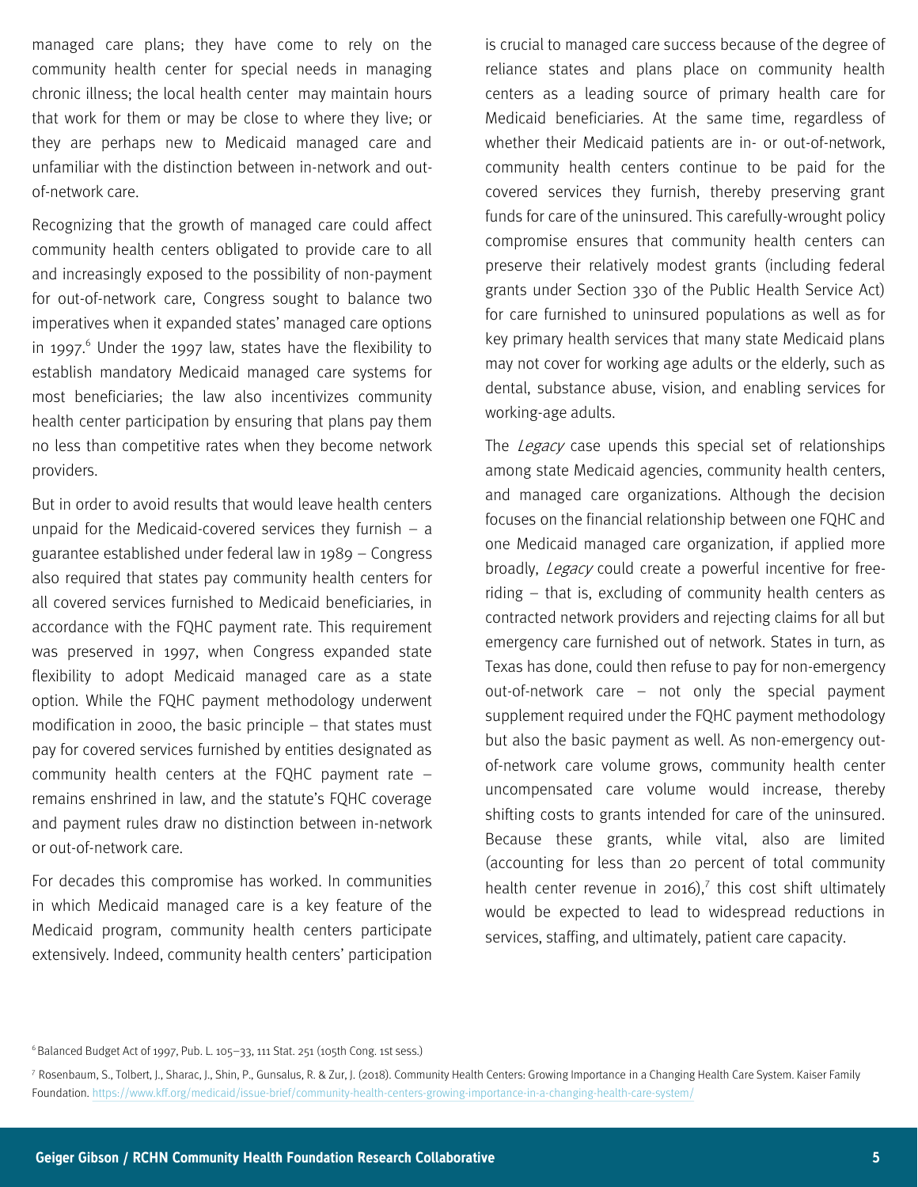managed care plans; they have come to rely on the community health center for special needs in managing chronic illness; the local health center may maintain hours that work for them or may be close to where they live; or they are perhaps new to Medicaid managed care and unfamiliar with the distinction between in-network and out-of-network care.

Recognizing that the growth of managed care could affect community health centers obligated to provide care to all and increasingly exposed to the possibility of non-payment for out-of-network care, Congress sought to balance two imperatives when it expanded states' managed care options in 1997.[6] Under the 1997 law, states have the flexibility to establish mandatory Medicaid managed care systems for most beneficiaries; the law also incentivizes community health center participation by ensuring that plans pay them no less than competitive rates when they become network providers.

But in order to avoid results that would leave health centers unpaid for the Medicaid-covered services they furnish – a guarantee established under federal law in 1989 – Congress also required that states pay community health centers for all covered services furnished to Medicaid beneficiaries, in accordance with the FQHC payment rate. This requirement was preserved in 1997, when Congress expanded state flexibility to adopt Medicaid managed care as a state option. While the FQHC payment methodology underwent modification in 2000, the basic principle – that states must pay for covered services furnished by entities designated as community health centers at the FQHC payment rate – remains enshrined in law, and the statute's FQHC coverage and payment rules draw no distinction between in-network or out-of-network care.

For decades this compromise has worked. In communities in which Medicaid managed care is a key feature of the Medicaid program, community health centers participate extensively. Indeed, community health centers' participation is crucial to managed care success because of the degree of reliance states and plans place on community health centers as a leading source of primary health care for Medicaid beneficiaries. At the same time, regardless of whether their Medicaid patients are in- or out-of-network, community health centers continue to be paid for the covered services they furnish, thereby preserving grant funds for care of the uninsured. This carefully-wrought policy compromise ensures that community health centers can preserve their relatively modest grants (including federal grants under Section 330 of the Public Health Service Act) for care furnished to uninsured populations as well as for key primary health services that many state Medicaid plans may not cover for working age adults or the elderly, such as dental, substance abuse, vision, and enabling services for working-age adults.

The *Legacy* case upends this special set of relationships among state Medicaid agencies, community health centers, and managed care organizations. Although the decision focuses on the financial relationship between one FQHC and one Medicaid managed care organization, if applied more broadly, *Legacy* could create a powerful incentive for free-riding – that is, excluding of community health centers as contracted network providers and rejecting claims for all but emergency care furnished out of network. States in turn, as Texas has done, could then refuse to pay for non-emergency out-of-network care – not only the special payment supplement required under the FQHC payment methodology but also the basic payment as well. As non-emergency out-of-network care volume grows, community health center uncompensated care volume would increase, thereby shifting costs to grants intended for care of the uninsured. Because these grants, while vital, also are limited (accounting for less than 20 percent of total community health center revenue in 2016),[7] this cost shift ultimately would be expected to lead to widespread reductions in services, staffing, and ultimately, patient care capacity.

[6] Balanced Budget Act of 1997, Pub. L. 105–33, 111 Stat. 251 (105th Cong. 1st sess.)

[7] Rosenbaum, S., Tolbert, J., Sharac, J., Shin, P., Gunsalus, R. & Zur, J. (2018). Community Health Centers: Growing Importance in a Changing Health Care System. Kaiser Family Foundation. https://www.kff.org/medicaid/issue-brief/community-health-centers-growing-importance-in-a-changing-health-care-system/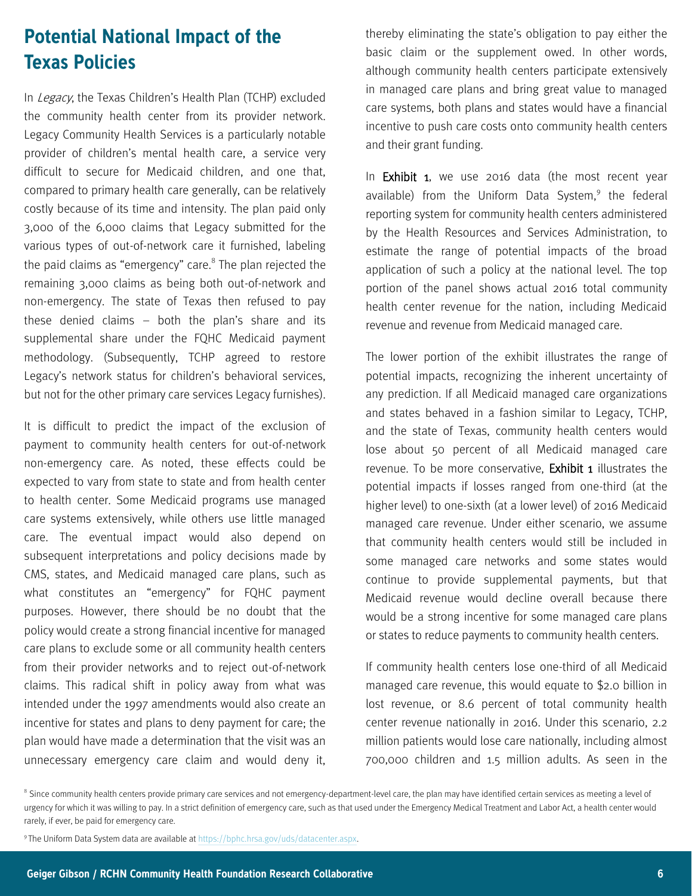## Potential National Impact of the Texas Policies

In *Legacy*, the Texas Children's Health Plan (TCHP) excluded the community health center from its provider network. Legacy Community Health Services is a particularly notable provider of children's mental health care, a service very difficult to secure for Medicaid children, and one that, compared to primary health care generally, can be relatively costly because of its time and intensity. The plan paid only 3,000 of the 6,000 claims that Legacy submitted for the various types of out-of-network care it furnished, labeling the paid claims as "emergency" care.[8] The plan rejected the remaining 3,000 claims as being both out-of-network and non-emergency. The state of Texas then refused to pay these denied claims – both the plan's share and its supplemental share under the FQHC Medicaid payment methodology. (Subsequently, TCHP agreed to restore Legacy's network status for children's behavioral services, but not for the other primary care services Legacy furnishes).

It is difficult to predict the impact of the exclusion of payment to community health centers for out-of-network non-emergency care. As noted, these effects could be expected to vary from state to state and from health center to health center. Some Medicaid programs use managed care systems extensively, while others use little managed care. The eventual impact would also depend on subsequent interpretations and policy decisions made by CMS, states, and Medicaid managed care plans, such as what constitutes an "emergency" for FQHC payment purposes. However, there should be no doubt that the policy would create a strong financial incentive for managed care plans to exclude some or all community health centers from their provider networks and to reject out-of-network claims. This radical shift in policy away from what was intended under the 1997 amendments would also create an incentive for states and plans to deny payment for care; the plan would have made a determination that the visit was an unnecessary emergency care claim and would deny it, thereby eliminating the state's obligation to pay either the basic claim or the supplement owed. In other words, although community health centers participate extensively in managed care plans and bring great value to managed care systems, both plans and states would have a financial incentive to push care costs onto community health centers and their grant funding.

In **Exhibit 1**, we use 2016 data (the most recent year available) from the Uniform Data System,[9] the federal reporting system for community health centers administered by the Health Resources and Services Administration, to estimate the range of potential impacts of the broad application of such a policy at the national level. The top portion of the panel shows actual 2016 total community health center revenue for the nation, including Medicaid revenue and revenue from Medicaid managed care.

The lower portion of the exhibit illustrates the range of potential impacts, recognizing the inherent uncertainty of any prediction. If all Medicaid managed care organizations and states behaved in a fashion similar to Legacy, TCHP, and the state of Texas, community health centers would lose about 50 percent of all Medicaid managed care revenue. To be more conservative, **Exhibit 1** illustrates the potential impacts if losses ranged from one-third (at the higher level) to one-sixth (at a lower level) of 2016 Medicaid managed care revenue. Under either scenario, we assume that community health centers would still be included in some managed care networks and some states would continue to provide supplemental payments, but that Medicaid revenue would decline overall because there would be a strong incentive for some managed care plans or states to reduce payments to community health centers.

If community health centers lose one-third of all Medicaid managed care revenue, this would equate to $2.0 billion in lost revenue, or 8.6 percent of total community health center revenue nationally in 2016. Under this scenario, 2.2 million patients would lose care nationally, including almost 700,000 children and 1.5 million adults. As seen in the

[8] Since community health centers provide primary care services and not emergency-department-level care, the plan may have identified certain services as meeting a level of urgency for which it was willing to pay. In a strict definition of emergency care, such as that used under the Emergency Medical Treatment and Labor Act, a health center would rarely, if ever, be paid for emergency care.

[9] The Uniform Data System data are available at https://bphc.hrsa.gov/uds/datacenter.aspx.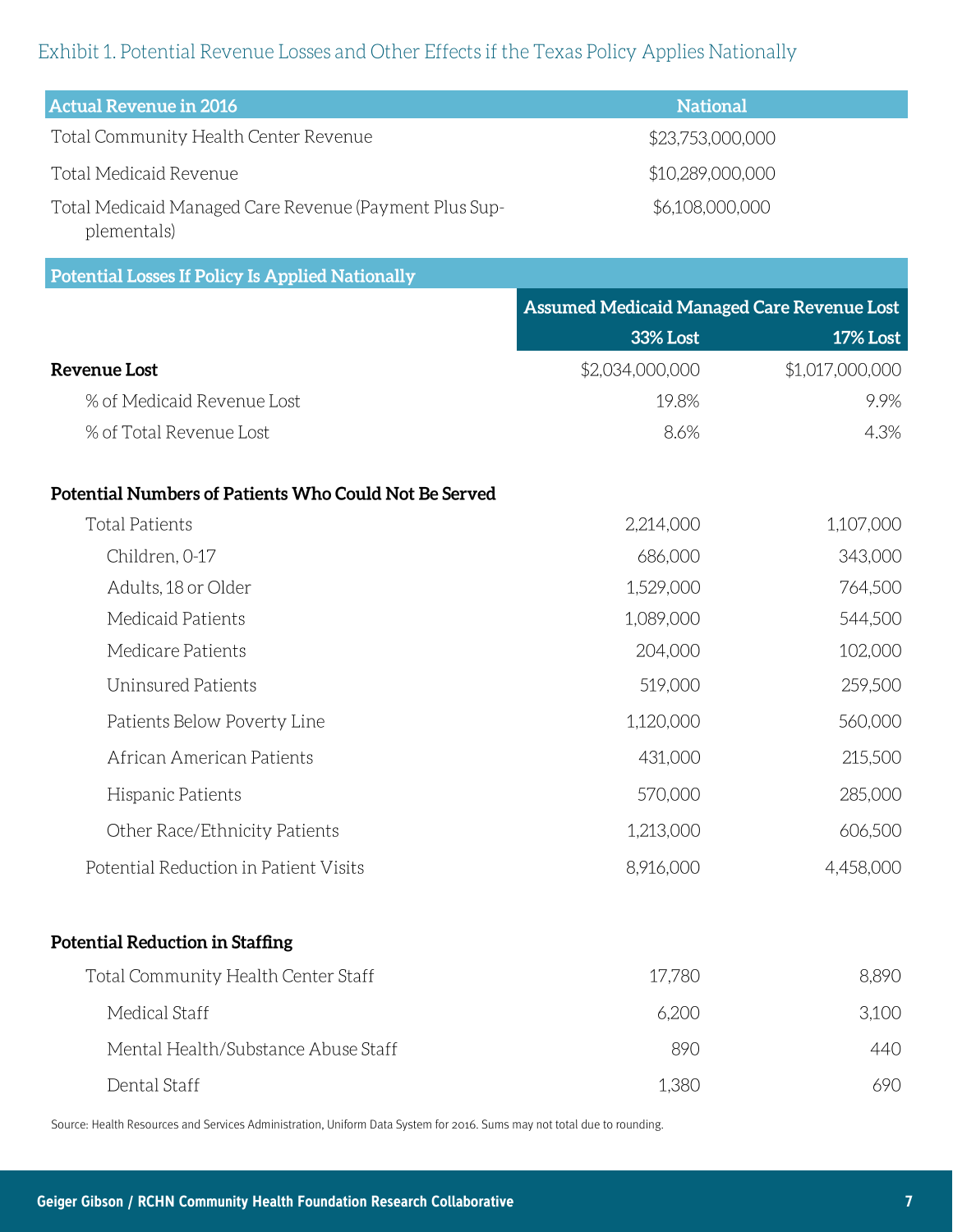Exhibit 1. Potential Revenue Losses and Other Effects if the Texas Policy Applies Nationally

| Actual Revenue in 2016 | National | |
|---|---|---|
| Total Community Health Center Revenue | $23,753,000,000 | |
| Total Medicaid Revenue | $10,289,000,000 | |
| Total Medicaid Managed Care Revenue (Payment Plus Supplementals) | $6,108,000,000 | |
| **Potential Losses If Policy Is Applied Nationally** | | |
| | **Assumed Medicaid Managed Care Revenue Lost** | |
| | **33% Lost** | **17% Lost** |
| **Revenue Lost** | $2,034,000,000 | $1,017,000,000 |
| % of Medicaid Revenue Lost | 19.8% | 9.9% |
| % of Total Revenue Lost | 8.6% | 4.3% |
| **Potential Numbers of Patients Who Could Not Be Served** | | |
| Total Patients | 2,214,000 | 1,107,000 |
| Children, 0-17 | 686,000 | 343,000 |
| Adults, 18 or Older | 1,529,000 | 764,500 |
| Medicaid Patients | 1,089,000 | 544,500 |
| Medicare Patients | 204,000 | 102,000 |
| Uninsured Patients | 519,000 | 259,500 |
| Patients Below Poverty Line | 1,120,000 | 560,000 |
| African American Patients | 431,000 | 215,500 |
| Hispanic Patients | 570,000 | 285,000 |
| Other Race/Ethnicity Patients | 1,213,000 | 606,500 |
| Potential Reduction in Patient Visits | 8,916,000 | 4,458,000 |
| **Potential Reduction in Staffing** | | |
| Total Community Health Center Staff | 17,780 | 8,890 |
| Medical Staff | 6,200 | 3,100 |
| Mental Health/Substance Abuse Staff | 890 | 440 |
| Dental Staff | 1,380 | 690 |

Source: Health Resources and Services Administration, Uniform Data System for 2016. Sums may not total due to rounding.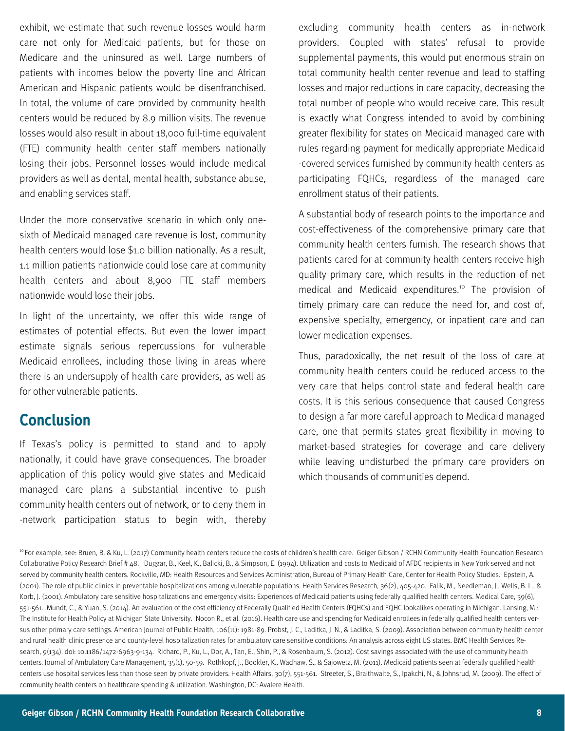exhibit, we estimate that such revenue losses would harm care not only for Medicaid patients, but for those on Medicare and the uninsured as well. Large numbers of patients with incomes below the poverty line and African American and Hispanic patients would be disenfranchised. In total, the volume of care provided by community health centers would be reduced by 8.9 million visits. The revenue losses would also result in about 18,000 full-time equivalent (FTE) community health center staff members nationally losing their jobs. Personnel losses would include medical providers as well as dental, mental health, substance abuse, and enabling services staff.

Under the more conservative scenario in which only one-sixth of Medicaid managed care revenue is lost, community health centers would lose $1.0 billion nationally. As a result, 1.1 million patients nationwide could lose care at community health centers and about 8,900 FTE staff members nationwide would lose their jobs.

In light of the uncertainty, we offer this wide range of estimates of potential effects. But even the lower impact estimate signals serious repercussions for vulnerable Medicaid enrollees, including those living in areas where there is an undersupply of health care providers, as well as for other vulnerable patients.

## Conclusion

If Texas's policy is permitted to stand and to apply nationally, it could have grave consequences. The broader application of this policy would give states and Medicaid managed care plans a substantial incentive to push community health centers out of network, or to deny them in-network participation status to begin with, thereby excluding community health centers as in-network providers. Coupled with states' refusal to provide supplemental payments, this would put enormous strain on total community health center revenue and lead to staffing losses and major reductions in care capacity, decreasing the total number of people who would receive care. This result is exactly what Congress intended to avoid by combining greater flexibility for states on Medicaid managed care with rules regarding payment for medically appropriate Medicaid-covered services furnished by community health centers as participating FQHCs, regardless of the managed care enrollment status of their patients.

A substantial body of research points to the importance and cost-effectiveness of the comprehensive primary care that community health centers furnish. The research shows that patients cared for at community health centers receive high quality primary care, which results in the reduction of net medical and Medicaid expenditures.[10] The provision of timely primary care can reduce the need for, and cost of, expensive specialty, emergency, or inpatient care and can lower medication expenses.

Thus, paradoxically, the net result of the loss of care at community health centers could be reduced access to the very care that helps control state and federal health care costs. It is this serious consequence that caused Congress to design a far more careful approach to Medicaid managed care, one that permits states great flexibility in moving to market-based strategies for coverage and care delivery while leaving undisturbed the primary care providers on which thousands of communities depend.

[10] For example, see: Bruen, B. & Ku, L. (2017) Community health centers reduce the costs of children's health care. Geiger Gibson / RCHN Community Health Foundation Research Collaborative Policy Research Brief # 48. Duggar, B., Keel, K., Balicki, B., & Simpson, E. (1994). Utilization and costs to Medicaid of AFDC recipients in New York served and not served by community health centers. Rockville, MD: Health Resources and Services Administration, Bureau of Primary Health Care, Center for Health Policy Studies. Epstein, A. (2001). The role of public clinics in preventable hospitalizations among vulnerable populations. Health Services Research, 36(2), 405-420. Falik, M., Needleman, J., Wells, B. L., & Korb, J. (2001). Ambulatory care sensitive hospitalizations and emergency visits: Experiences of Medicaid patients using federally qualified health centers. Medical Care, 39(6), 551-561. Mundt, C., & Yuan, S. (2014). An evaluation of the cost efficiency of Federally Qualified Health Centers (FQHCs) and FQHC lookalikes operating in Michigan. Lansing, MI: The Institute for Health Policy at Michigan State University. Nocon R., et al. (2016). Health care use and spending for Medicaid enrollees in federally qualified health centers versus other primary care settings. American Journal of Public Health, 106(11): 1981-89. Probst, J. C., Laditka, J. N., & Laditka, S. (2009). Association between community health center and rural health clinic presence and county-level hospitalization rates for ambulatory care sensitive conditions: An analysis across eight US states. BMC Health Services Research, 9(134). doi: 10.1186/1472-6963-9-134. Richard, P., Ku, L., Dor, A., Tan, E., Shin, P., & Rosenbaum, S. (2012). Cost savings associated with the use of community health centers. Journal of Ambulatory Care Management, 35(1), 50-59. Rothkopf, J., Bookler, K., Wadhaw, S., & Sajowetz, M. (2011). Medicaid patients seen at federally qualified health centers use hospital services less than those seen by private providers. Health Affairs, 30(7), 551-561. Streeter, S., Braithwaite, S., Ipakchi, N., & Johnsrud, M. (2009). The effect of community health centers on healthcare spending & utilization. Washington, DC: Avalere Health.